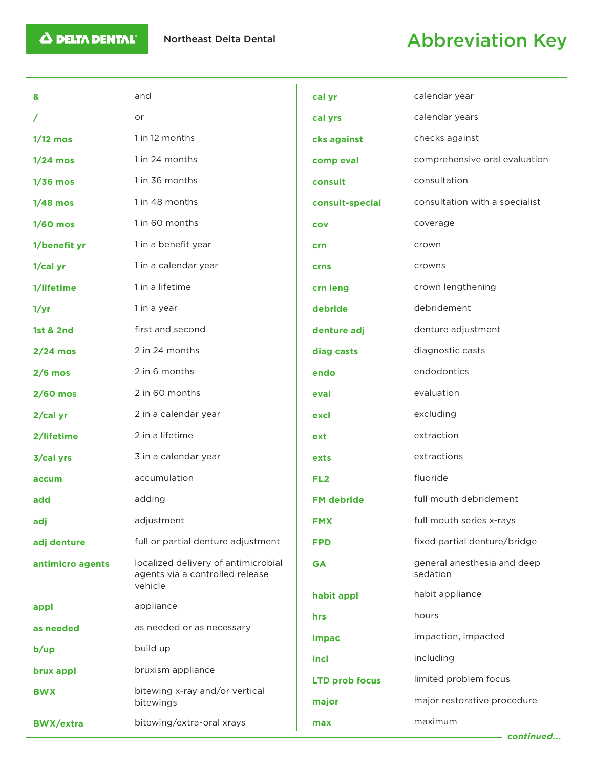DELTA DENTAL

Northeast Delta Dental

# Abbreviation Key

| Abbreviation | Meaning |
| --- | --- |
| & | and |
| / | or |
| 1/12 mos | 1 in 12 months |
| 1/24 mos | 1 in 24 months |
| 1/36 mos | 1 in 36 months |
| 1/48 mos | 1 in 48 months |
| 1/60 mos | 1 in 60 months |
| 1/benefit yr | 1 in a benefit year |
| 1/cal yr | 1 in a calendar year |
| 1/lifetime | 1 in a lifetime |
| 1/yr | 1 in a year |
| 1st & 2nd | first and second |
| 2/24 mos | 2 in 24 months |
| 2/6 mos | 2 in 6 months |
| 2/60 mos | 2 in 60 months |
| 2/cal yr | 2 in a calendar year |
| 2/lifetime | 2 in a lifetime |
| 3/cal yrs | 3 in a calendar year |
| accum | accumulation |
| add | adding |
| adj | adjustment |
| adj denture | full or partial denture adjustment |
| antimicro agents | localized delivery of antimicrobial agents via a controlled release vehicle |
| appl | appliance |
| as needed | as needed or as necessary |
| b/up | build up |
| brux appl | bruxism appliance |
| BWX | bitewing x-ray and/or vertical bitewings |
| BWX/extra | bitewing/extra-oral xrays |
| cal yr | calendar year |
| cal yrs | calendar years |
| cks against | checks against |
| comp eval | comprehensive oral evaluation |
| consult | consultation |
| consult-special | consultation with a specialist |
| cov | coverage |
| crn | crown |
| crns | crowns |
| crn leng | crown lengthening |
| debride | debridement |
| denture adj | denture adjustment |
| diag casts | diagnostic casts |
| endo | endodontics |
| eval | evaluation |
| excl | excluding |
| ext | extraction |
| exts | extractions |
| FL2 | fluoride |
| FM debride | full mouth debridement |
| FMX | full mouth series x-rays |
| FPD | fixed partial denture/bridge |
| GA | general anesthesia and deep sedation |
| habit appl | habit appliance |
| hrs | hours |
| impac | impaction, impacted |
| incl | including |
| LTD prob focus | limited problem focus |
| major | major restorative procedure |
| max | maximum |

*continued...*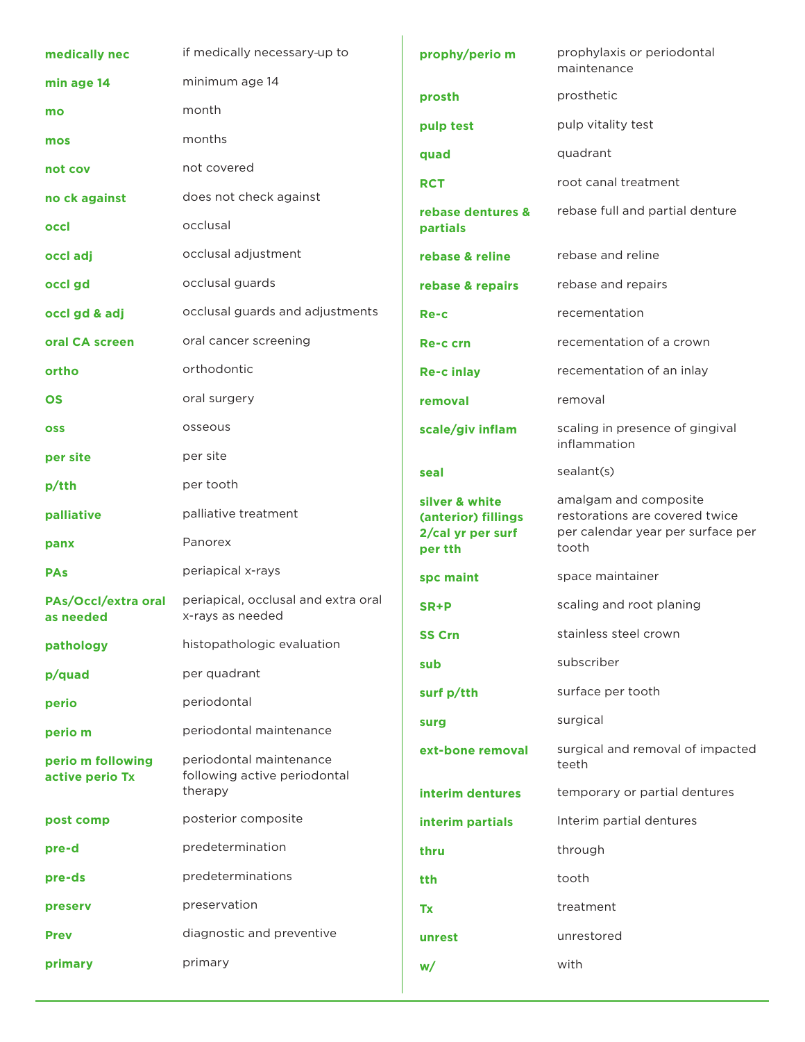| | |
|---|---|
| **medically nec** | if medically necessary-up to |
| **min age 14** | minimum age 14 |
| **mo** | month |
| **mos** | months |
| **not cov** | not covered |
| **no ck against** | does not check against |
| **occl** | occlusal |
| **occl adj** | occlusal adjustment |
| **occl gd** | occlusal guards |
| **occl gd & adj** | occlusal guards and adjustments |
| **oral CA screen** | oral cancer screening |
| **ortho** | orthodontic |
| **OS** | oral surgery |
| **oss** | osseous |
| **per site** | per site |
| **p/tth** | per tooth |
| **palliative** | palliative treatment |
| **panx** | Panorex |
| **PAs** | periapical x-rays |
| **PAs/Occl/extra oral as needed** | periapical, occlusal and extra oral x-rays as needed |
| **pathology** | histopathologic evaluation |
| **p/quad** | per quadrant |
| **perio** | periodontal |
| **perio m** | periodontal maintenance |
| **perio m following active perio Tx** | periodontal maintenance following active periodontal therapy |
| **post comp** | posterior composite |
| **pre-d** | predetermination |
| **pre-ds** | predeterminations |
| **preserv** | preservation |
| **Prev** | diagnostic and preventive |
| **primary** | primary |
| **prophy/perio m** | prophylaxis or periodontal maintenance |
| **prosth** | prosthetic |
| **pulp test** | pulp vitality test |
| **quad** | quadrant |
| **RCT** | root canal treatment |
| **rebase dentures & partials** | rebase full and partial denture |
| **rebase & reline** | rebase and reline |
| **rebase & repairs** | rebase and repairs |
| **Re-c** | recementation |
| **Re-c crn** | recementation of a crown |
| **Re-c inlay** | recementation of an inlay |
| **removal** | removal |
| **scale/giv inflam** | scaling in presence of gingival inflammation |
| **seal** | sealant(s) |
| **silver & white (anterior) fillings 2/cal yr per surf per tth** | amalgam and composite restorations are covered twice per calendar year per surface per tooth |
| **spc maint** | space maintainer |
| **SR+P** | scaling and root planing |
| **SS Crn** | stainless steel crown |
| **sub** | subscriber |
| **surf p/tth** | surface per tooth |
| **surg** | surgical |
| **ext-bone removal** | surgical and removal of impacted teeth |
| **interim dentures** | temporary or partial dentures |
| **interim partials** | Interim partial dentures |
| **thru** | through |
| **tth** | tooth |
| **Tx** | treatment |
| **unrest** | unrestored |
| **w/** | with |